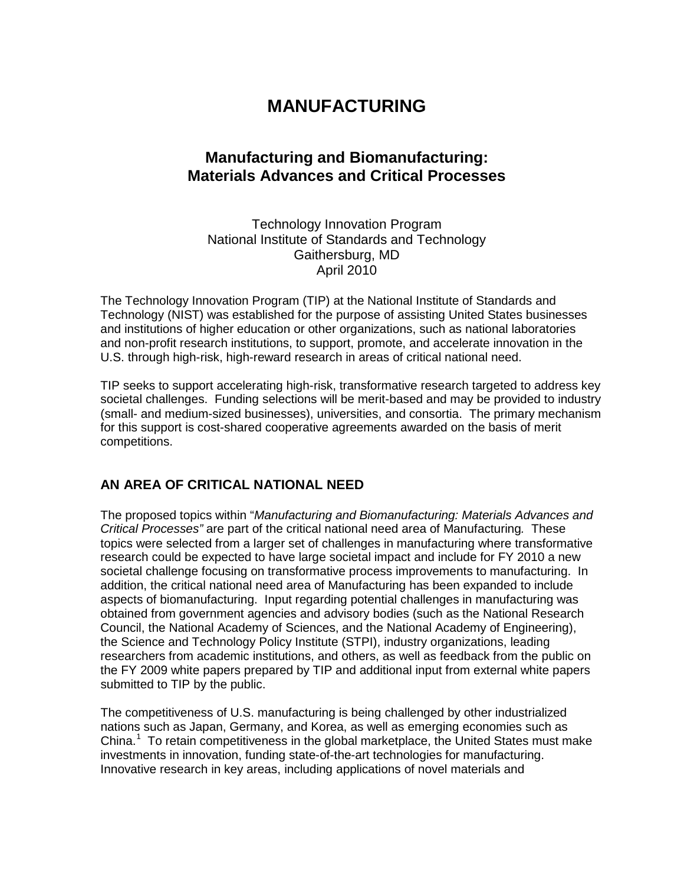# MANUFACTURING

## Manufacturing and Biomanufacturing: Materials Advances and Critical Processes

Technology Innovation Program
National Institute of Standards and Technology
Gaithersburg, MD
April 2010

The Technology Innovation Program (TIP) at the National Institute of Standards and Technology (NIST) was established for the purpose of assisting United States businesses and institutions of higher education or other organizations, such as national laboratories and non-profit research institutions, to support, promote, and accelerate innovation in the U.S. through high-risk, high-reward research in areas of critical national need.

TIP seeks to support accelerating high-risk, transformative research targeted to address key societal challenges. Funding selections will be merit-based and may be provided to industry (small- and medium-sized businesses), universities, and consortia. The primary mechanism for this support is cost-shared cooperative agreements awarded on the basis of merit competitions.

### AN AREA OF CRITICAL NATIONAL NEED

The proposed topics within "*Manufacturing and Biomanufacturing: Materials Advances and Critical Processes"* are part of the critical national need area of Manufacturing*.* These topics were selected from a larger set of challenges in manufacturing where transformative research could be expected to have large societal impact and include for FY 2010 a new societal challenge focusing on transformative process improvements to manufacturing. In addition, the critical national need area of Manufacturing has been expanded to include aspects of biomanufacturing. Input regarding potential challenges in manufacturing was obtained from government agencies and advisory bodies (such as the National Research Council, the National Academy of Sciences, and the National Academy of Engineering), the Science and Technology Policy Institute (STPI), industry organizations, leading researchers from academic institutions, and others, as well as feedback from the public on the FY 2009 white papers prepared by TIP and additional input from external white papers submitted to TIP by the public.

The competitiveness of U.S. manufacturing is being challenged by other industrialized nations such as Japan, Germany, and Korea, as well as emerging economies such as China.[1] To retain competitiveness in the global marketplace, the United States must make investments in innovation, funding state-of-the-art technologies for manufacturing. Innovative research in key areas, including applications of novel materials and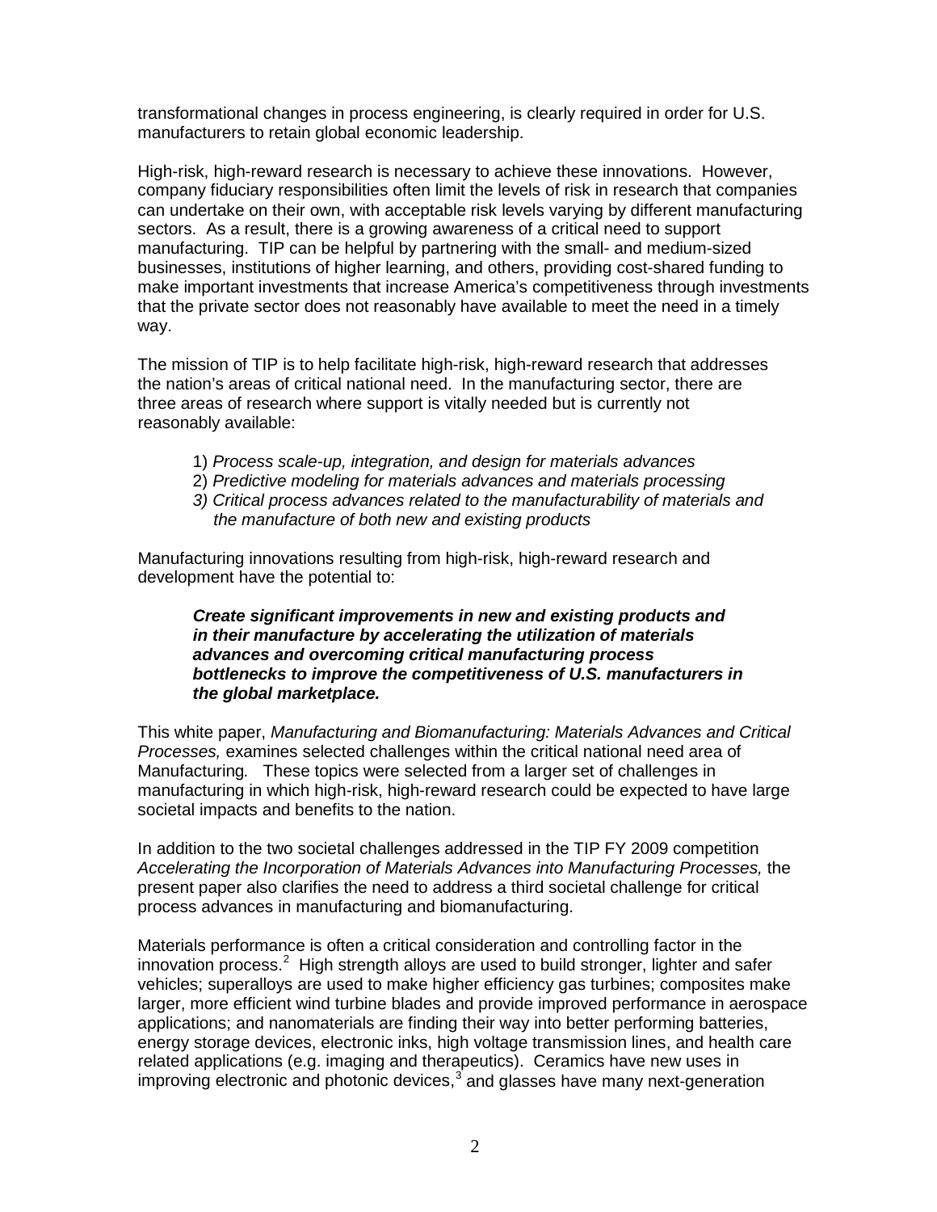transformational changes in process engineering, is clearly required in order for U.S. manufacturers to retain global economic leadership.

High-risk, high-reward research is necessary to achieve these innovations. However, company fiduciary responsibilities often limit the levels of risk in research that companies can undertake on their own, with acceptable risk levels varying by different manufacturing sectors. As a result, there is a growing awareness of a critical need to support manufacturing. TIP can be helpful by partnering with the small- and medium-sized businesses, institutions of higher learning, and others, providing cost-shared funding to make important investments that increase America's competitiveness through investments that the private sector does not reasonably have available to meet the need in a timely way.

The mission of TIP is to help facilitate high-risk, high-reward research that addresses the nation's areas of critical national need. In the manufacturing sector, there are three areas of research where support is vitally needed but is currently not reasonably available:

1) *Process scale-up, integration, and design for materials advances*
2) *Predictive modeling for materials advances and materials processing*
3) *Critical process advances related to the manufacturability of materials and the manufacture of both new and existing products*

Manufacturing innovations resulting from high-risk, high-reward research and development have the potential to:

> ***Create significant improvements in new and existing products and in their manufacture by accelerating the utilization of materials advances and overcoming critical manufacturing process bottlenecks to improve the competitiveness of U.S. manufacturers in the global marketplace.***

This white paper, *Manufacturing and Biomanufacturing: Materials Advances and Critical Processes,* examines selected challenges within the critical national need area of Manufacturing*.* These topics were selected from a larger set of challenges in manufacturing in which high-risk, high-reward research could be expected to have large societal impacts and benefits to the nation.

In addition to the two societal challenges addressed in the TIP FY 2009 competition *Accelerating the Incorporation of Materials Advances into Manufacturing Processes,* the present paper also clarifies the need to address a third societal challenge for critical process advances in manufacturing and biomanufacturing.

Materials performance is often a critical consideration and controlling factor in the innovation process.[2] High strength alloys are used to build stronger, lighter and safer vehicles; superalloys are used to make higher efficiency gas turbines; composites make larger, more efficient wind turbine blades and provide improved performance in aerospace applications; and nanomaterials are finding their way into better performing batteries, energy storage devices, electronic inks, high voltage transmission lines, and health care related applications (e.g. imaging and therapeutics). Ceramics have new uses in improving electronic and photonic devices,[3] and glasses have many next-generation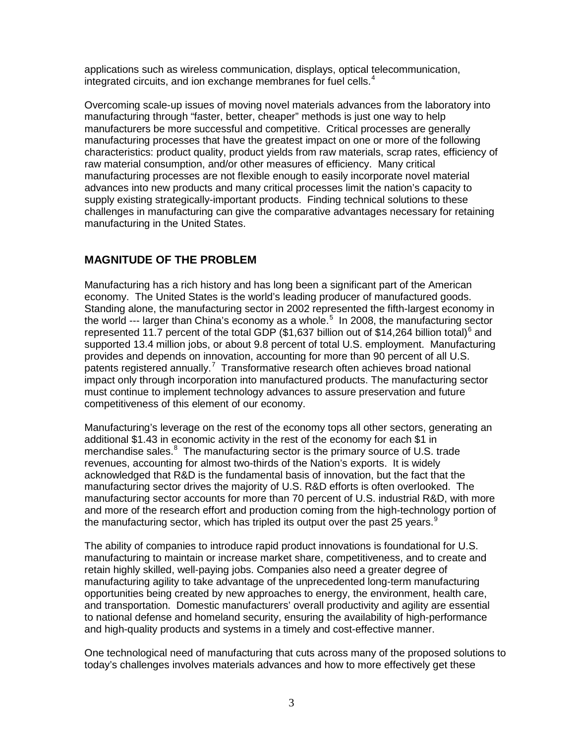applications such as wireless communication, displays, optical telecommunication, integrated circuits, and ion exchange membranes for fuel cells.[4]

Overcoming scale-up issues of moving novel materials advances from the laboratory into manufacturing through "faster, better, cheaper" methods is just one way to help manufacturers be more successful and competitive. Critical processes are generally manufacturing processes that have the greatest impact on one or more of the following characteristics: product quality, product yields from raw materials, scrap rates, efficiency of raw material consumption, and/or other measures of efficiency. Many critical manufacturing processes are not flexible enough to easily incorporate novel material advances into new products and many critical processes limit the nation's capacity to supply existing strategically-important products. Finding technical solutions to these challenges in manufacturing can give the comparative advantages necessary for retaining manufacturing in the United States.

## MAGNITUDE OF THE PROBLEM

Manufacturing has a rich history and has long been a significant part of the American economy. The United States is the world's leading producer of manufactured goods. Standing alone, the manufacturing sector in 2002 represented the fifth-largest economy in the world --- larger than China's economy as a whole.[5] In 2008, the manufacturing sector represented 11.7 percent of the total GDP ($1,637 billion out of $14,264 billion total)[6] and supported 13.4 million jobs, or about 9.8 percent of total U.S. employment. Manufacturing provides and depends on innovation, accounting for more than 90 percent of all U.S. patents registered annually.[7] Transformative research often achieves broad national impact only through incorporation into manufactured products. The manufacturing sector must continue to implement technology advances to assure preservation and future competitiveness of this element of our economy.

Manufacturing's leverage on the rest of the economy tops all other sectors, generating an additional $1.43 in economic activity in the rest of the economy for each $1 in merchandise sales.[8] The manufacturing sector is the primary source of U.S. trade revenues, accounting for almost two-thirds of the Nation's exports. It is widely acknowledged that R&D is the fundamental basis of innovation, but the fact that the manufacturing sector drives the majority of U.S. R&D efforts is often overlooked. The manufacturing sector accounts for more than 70 percent of U.S. industrial R&D, with more and more of the research effort and production coming from the high-technology portion of the manufacturing sector, which has tripled its output over the past 25 years.[9]

The ability of companies to introduce rapid product innovations is foundational for U.S. manufacturing to maintain or increase market share, competitiveness, and to create and retain highly skilled, well-paying jobs. Companies also need a greater degree of manufacturing agility to take advantage of the unprecedented long-term manufacturing opportunities being created by new approaches to energy, the environment, health care, and transportation. Domestic manufacturers' overall productivity and agility are essential to national defense and homeland security, ensuring the availability of high-performance and high-quality products and systems in a timely and cost-effective manner.

One technological need of manufacturing that cuts across many of the proposed solutions to today's challenges involves materials advances and how to more effectively get these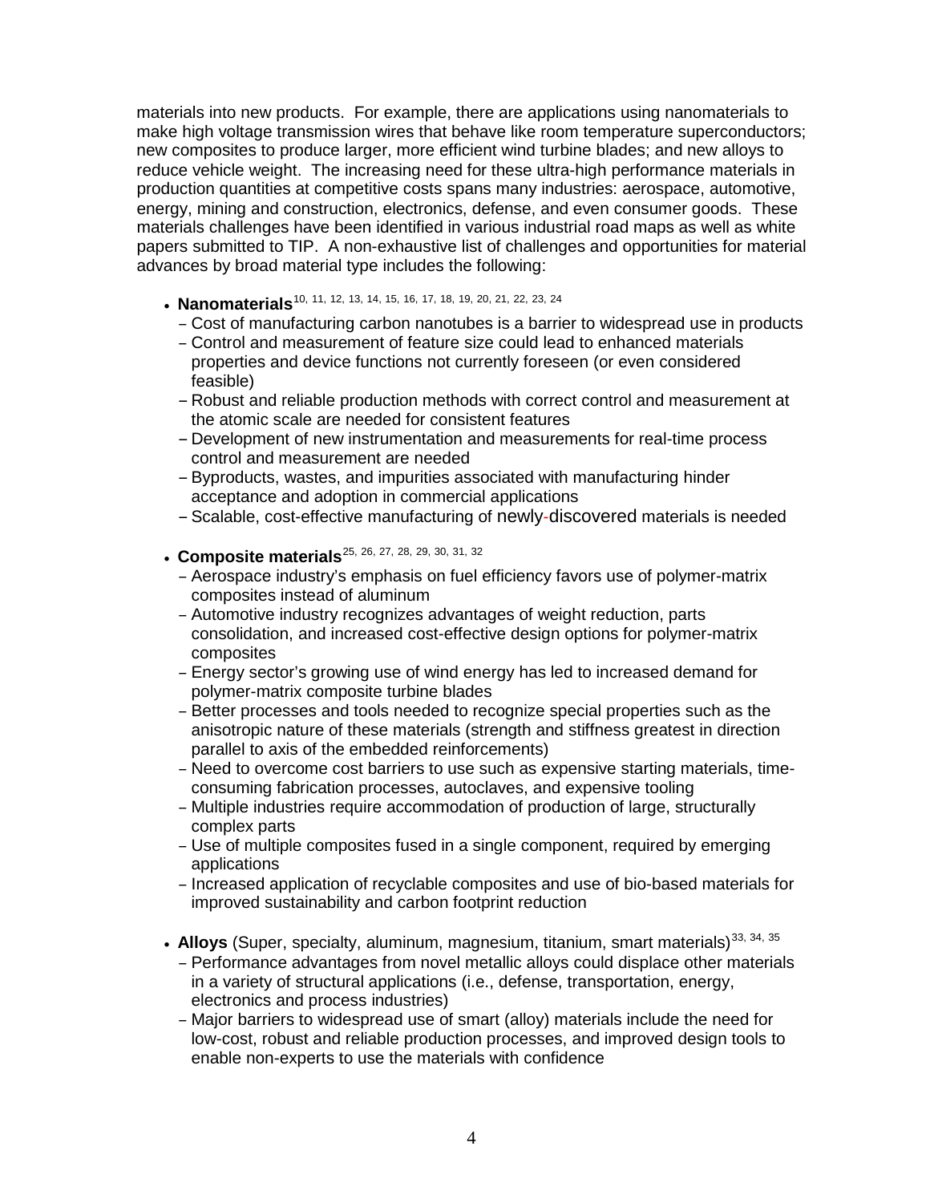materials into new products. For example, there are applications using nanomaterials to make high voltage transmission wires that behave like room temperature superconductors; new composites to produce larger, more efficient wind turbine blades; and new alloys to reduce vehicle weight. The increasing need for these ultra-high performance materials in production quantities at competitive costs spans many industries: aerospace, automotive, energy, mining and construction, electronics, defense, and even consumer goods. These materials challenges have been identified in various industrial road maps as well as white papers submitted to TIP. A non-exhaustive list of challenges and opportunities for material advances by broad material type includes the following:

- **Nanomaterials**[10, 11, 12, 13, 14, 15, 16, 17, 18, 19, 20, 21, 22, 23, 24]
  - Cost of manufacturing carbon nanotubes is a barrier to widespread use in products
  - Control and measurement of feature size could lead to enhanced materials properties and device functions not currently foreseen (or even considered feasible)
  - Robust and reliable production methods with correct control and measurement at the atomic scale are needed for consistent features
  - Development of new instrumentation and measurements for real-time process control and measurement are needed
  - Byproducts, wastes, and impurities associated with manufacturing hinder acceptance and adoption in commercial applications
  - Scalable, cost-effective manufacturing of newly-discovered materials is needed

- **Composite materials**[25, 26, 27, 28, 29, 30, 31, 32]
  - Aerospace industry's emphasis on fuel efficiency favors use of polymer-matrix composites instead of aluminum
  - Automotive industry recognizes advantages of weight reduction, parts consolidation, and increased cost-effective design options for polymer-matrix composites
  - Energy sector's growing use of wind energy has led to increased demand for polymer-matrix composite turbine blades
  - Better processes and tools needed to recognize special properties such as the anisotropic nature of these materials (strength and stiffness greatest in direction parallel to axis of the embedded reinforcements)
  - Need to overcome cost barriers to use such as expensive starting materials, time-consuming fabrication processes, autoclaves, and expensive tooling
  - Multiple industries require accommodation of production of large, structurally complex parts
  - Use of multiple composites fused in a single component, required by emerging applications
  - Increased application of recyclable composites and use of bio-based materials for improved sustainability and carbon footprint reduction

- **Alloys** (Super, specialty, aluminum, magnesium, titanium, smart materials)[33, 34, 35]
  - Performance advantages from novel metallic alloys could displace other materials in a variety of structural applications (i.e., defense, transportation, energy, electronics and process industries)
  - Major barriers to widespread use of smart (alloy) materials include the need for low-cost, robust and reliable production processes, and improved design tools to enable non-experts to use the materials with confidence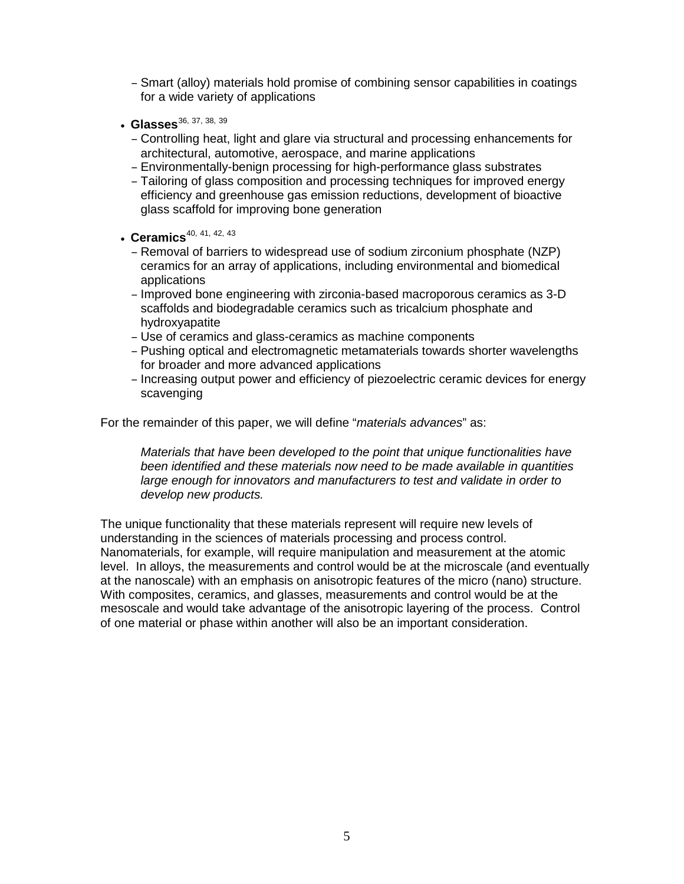- Smart (alloy) materials hold promise of combining sensor capabilities in coatings for a wide variety of applications

- **Glasses**[36, 37, 38, 39]
  - Controlling heat, light and glare via structural and processing enhancements for architectural, automotive, aerospace, and marine applications
  - Environmentally-benign processing for high-performance glass substrates
  - Tailoring of glass composition and processing techniques for improved energy efficiency and greenhouse gas emission reductions, development of bioactive glass scaffold for improving bone generation

- **Ceramics**[40, 41, 42, 43]
  - Removal of barriers to widespread use of sodium zirconium phosphate (NZP) ceramics for an array of applications, including environmental and biomedical applications
  - Improved bone engineering with zirconia-based macroporous ceramics as 3-D scaffolds and biodegradable ceramics such as tricalcium phosphate and hydroxyapatite
  - Use of ceramics and glass-ceramics as machine components
  - Pushing optical and electromagnetic metamaterials towards shorter wavelengths for broader and more advanced applications
  - Increasing output power and efficiency of piezoelectric ceramic devices for energy scavenging

For the remainder of this paper, we will define "*materials advances*" as:

> *Materials that have been developed to the point that unique functionalities have been identified and these materials now need to be made available in quantities large enough for innovators and manufacturers to test and validate in order to develop new products.*

The unique functionality that these materials represent will require new levels of understanding in the sciences of materials processing and process control. Nanomaterials, for example, will require manipulation and measurement at the atomic level. In alloys, the measurements and control would be at the microscale (and eventually at the nanoscale) with an emphasis on anisotropic features of the micro (nano) structure. With composites, ceramics, and glasses, measurements and control would be at the mesoscale and would take advantage of the anisotropic layering of the process. Control of one material or phase within another will also be an important consideration.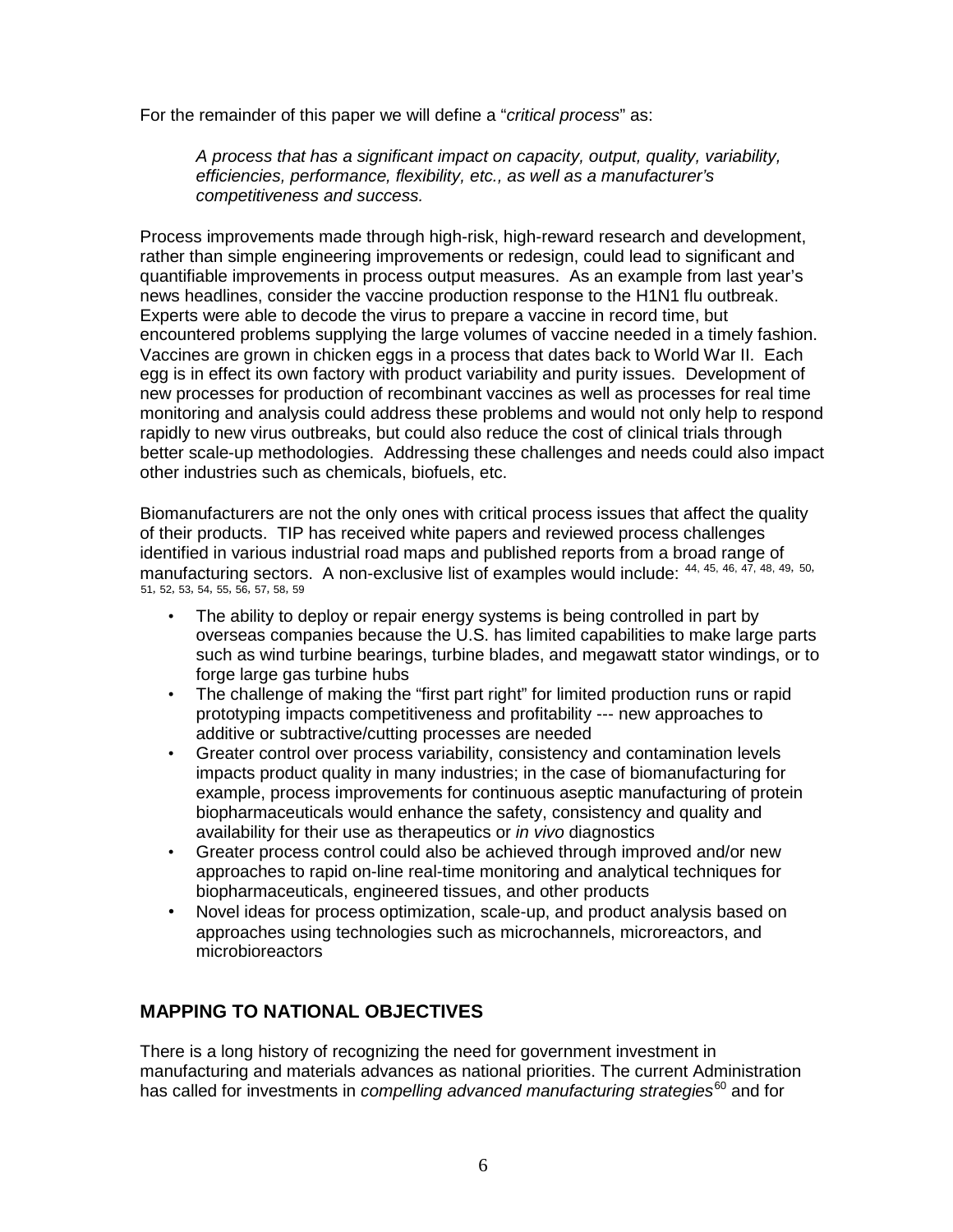For the remainder of this paper we will define a "*critical process*" as:

> *A process that has a significant impact on capacity, output, quality, variability, efficiencies, performance, flexibility, etc., as well as a manufacturer's competitiveness and success.*

Process improvements made through high-risk, high-reward research and development, rather than simple engineering improvements or redesign, could lead to significant and quantifiable improvements in process output measures. As an example from last year's news headlines, consider the vaccine production response to the H1N1 flu outbreak. Experts were able to decode the virus to prepare a vaccine in record time, but encountered problems supplying the large volumes of vaccine needed in a timely fashion. Vaccines are grown in chicken eggs in a process that dates back to World War II. Each egg is in effect its own factory with product variability and purity issues. Development of new processes for production of recombinant vaccines as well as processes for real time monitoring and analysis could address these problems and would not only help to respond rapidly to new virus outbreaks, but could also reduce the cost of clinical trials through better scale-up methodologies. Addressing these challenges and needs could also impact other industries such as chemicals, biofuels, etc.

Biomanufacturers are not the only ones with critical process issues that affect the quality of their products. TIP has received white papers and reviewed process challenges identified in various industrial road maps and published reports from a broad range of manufacturing sectors. A non-exclusive list of examples would include: [44, 45, 46, 47, 48, 49, 50, 51, 52, 53, 54, 55, 56, 57, 58, 59]

- The ability to deploy or repair energy systems is being controlled in part by overseas companies because the U.S. has limited capabilities to make large parts such as wind turbine bearings, turbine blades, and megawatt stator windings, or to forge large gas turbine hubs
- The challenge of making the "first part right" for limited production runs or rapid prototyping impacts competitiveness and profitability --- new approaches to additive or subtractive/cutting processes are needed
- Greater control over process variability, consistency and contamination levels impacts product quality in many industries; in the case of biomanufacturing for example, process improvements for continuous aseptic manufacturing of protein biopharmaceuticals would enhance the safety, consistency and quality and availability for their use as therapeutics or *in vivo* diagnostics
- Greater process control could also be achieved through improved and/or new approaches to rapid on-line real-time monitoring and analytical techniques for biopharmaceuticals, engineered tissues, and other products
- Novel ideas for process optimization, scale-up, and product analysis based on approaches using technologies such as microchannels, microreactors, and microbioreactors

## MAPPING TO NATIONAL OBJECTIVES

There is a long history of recognizing the need for government investment in manufacturing and materials advances as national priorities. The current Administration has called for investments in *compelling advanced manufacturing strategies*[60] and for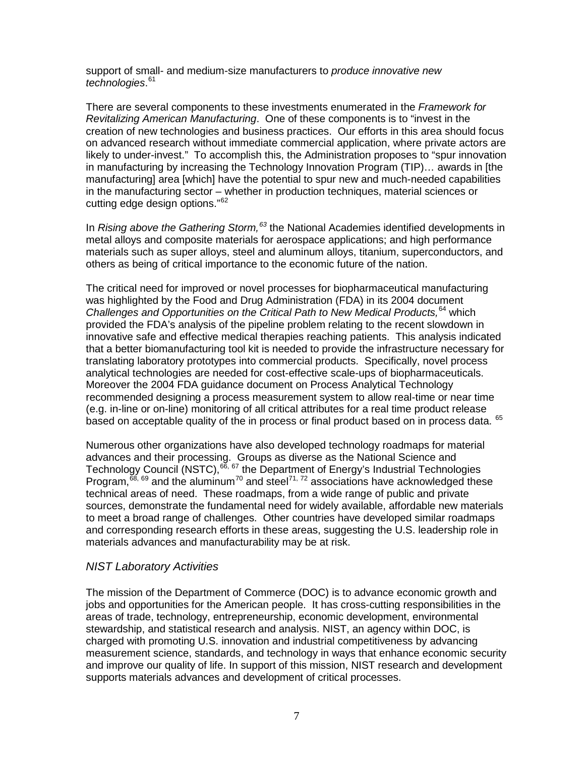support of small- and medium-size manufacturers to *produce innovative new technologies*.[61]

There are several components to these investments enumerated in the *Framework for Revitalizing American Manufacturing*. One of these components is to "invest in the creation of new technologies and business practices. Our efforts in this area should focus on advanced research without immediate commercial application, where private actors are likely to under-invest." To accomplish this, the Administration proposes to "spur innovation in manufacturing by increasing the Technology Innovation Program (TIP)… awards in [the manufacturing] area [which] have the potential to spur new and much-needed capabilities in the manufacturing sector – whether in production techniques, material sciences or cutting edge design options."[62]

In *Rising above the Gathering Storm,*[63] the National Academies identified developments in metal alloys and composite materials for aerospace applications; and high performance materials such as super alloys, steel and aluminum alloys, titanium, superconductors, and others as being of critical importance to the economic future of the nation.

The critical need for improved or novel processes for biopharmaceutical manufacturing was highlighted by the Food and Drug Administration (FDA) in its 2004 document *Challenges and Opportunities on the Critical Path to New Medical Products,*[64] which provided the FDA's analysis of the pipeline problem relating to the recent slowdown in innovative safe and effective medical therapies reaching patients. This analysis indicated that a better biomanufacturing tool kit is needed to provide the infrastructure necessary for translating laboratory prototypes into commercial products. Specifically, novel process analytical technologies are needed for cost-effective scale-ups of biopharmaceuticals. Moreover the 2004 FDA guidance document on Process Analytical Technology recommended designing a process measurement system to allow real-time or near time (e.g. in-line or on-line) monitoring of all critical attributes for a real time product release based on acceptable quality of the in process or final product based on in process data. [65]

Numerous other organizations have also developed technology roadmaps for material advances and their processing. Groups as diverse as the National Science and Technology Council (NSTC),[66, 67] the Department of Energy's Industrial Technologies Program,[68, 69] and the aluminum[70] and steel[71, 72] associations have acknowledged these technical areas of need. These roadmaps, from a wide range of public and private sources, demonstrate the fundamental need for widely available, affordable new materials to meet a broad range of challenges. Other countries have developed similar roadmaps and corresponding research efforts in these areas, suggesting the U.S. leadership role in materials advances and manufacturability may be at risk.

### *NIST Laboratory Activities*

The mission of the Department of Commerce (DOC) is to advance economic growth and jobs and opportunities for the American people. It has cross-cutting responsibilities in the areas of trade, technology, entrepreneurship, economic development, environmental stewardship, and statistical research and analysis. NIST, an agency within DOC, is charged with promoting U.S. innovation and industrial competitiveness by advancing measurement science, standards, and technology in ways that enhance economic security and improve our quality of life. In support of this mission, NIST research and development supports materials advances and development of critical processes.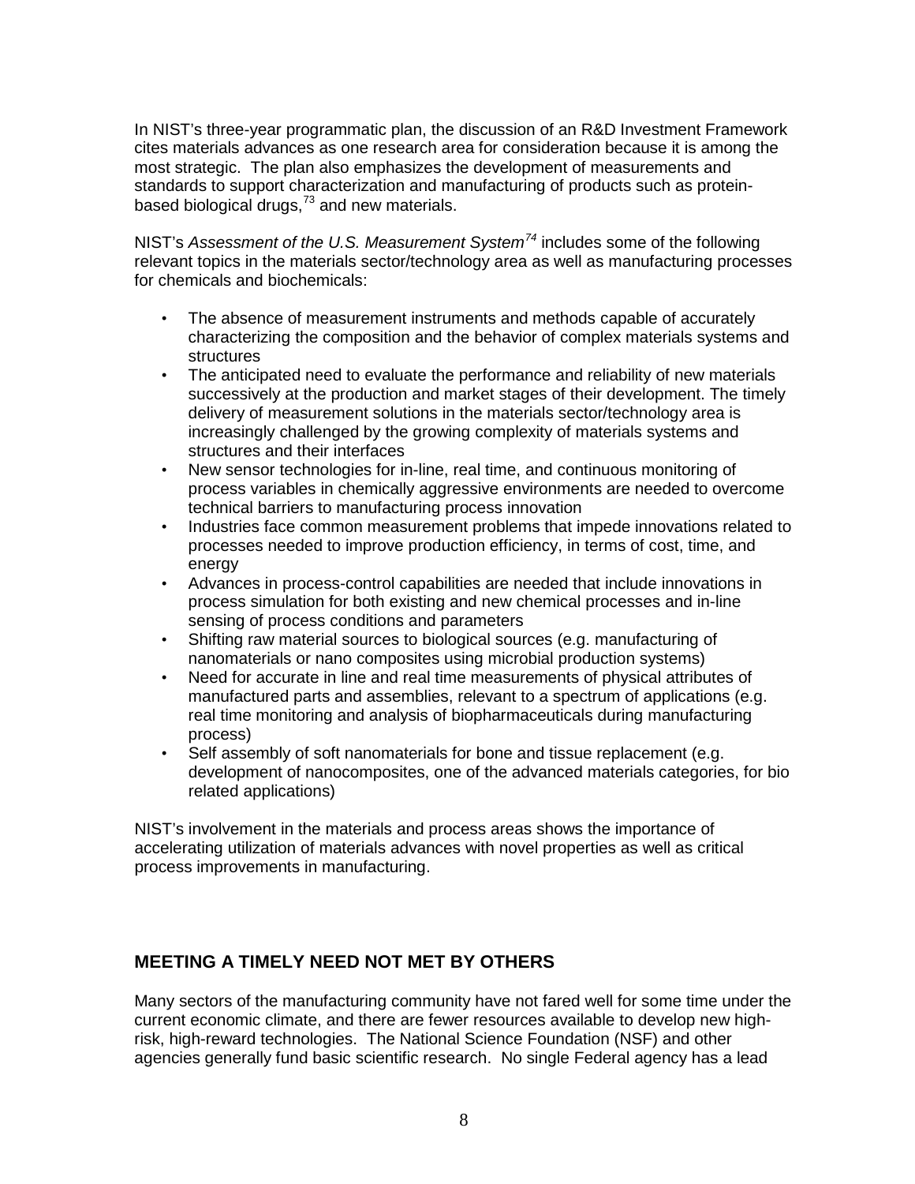In NIST's three-year programmatic plan, the discussion of an R&D Investment Framework cites materials advances as one research area for consideration because it is among the most strategic. The plan also emphasizes the development of measurements and standards to support characterization and manufacturing of products such as protein-based biological drugs,[73] and new materials.

NIST's *Assessment of the U.S. Measurement System*[74] includes some of the following relevant topics in the materials sector/technology area as well as manufacturing processes for chemicals and biochemicals:

- The absence of measurement instruments and methods capable of accurately characterizing the composition and the behavior of complex materials systems and structures
- The anticipated need to evaluate the performance and reliability of new materials successively at the production and market stages of their development. The timely delivery of measurement solutions in the materials sector/technology area is increasingly challenged by the growing complexity of materials systems and structures and their interfaces
- New sensor technologies for in-line, real time, and continuous monitoring of process variables in chemically aggressive environments are needed to overcome technical barriers to manufacturing process innovation
- Industries face common measurement problems that impede innovations related to processes needed to improve production efficiency, in terms of cost, time, and energy
- Advances in process-control capabilities are needed that include innovations in process simulation for both existing and new chemical processes and in-line sensing of process conditions and parameters
- Shifting raw material sources to biological sources (e.g. manufacturing of nanomaterials or nano composites using microbial production systems)
- Need for accurate in line and real time measurements of physical attributes of manufactured parts and assemblies, relevant to a spectrum of applications (e.g. real time monitoring and analysis of biopharmaceuticals during manufacturing process)
- Self assembly of soft nanomaterials for bone and tissue replacement (e.g. development of nanocomposites, one of the advanced materials categories, for bio related applications)

NIST's involvement in the materials and process areas shows the importance of accelerating utilization of materials advances with novel properties as well as critical process improvements in manufacturing.

## MEETING A TIMELY NEED NOT MET BY OTHERS

Many sectors of the manufacturing community have not fared well for some time under the current economic climate, and there are fewer resources available to develop new high-risk, high-reward technologies. The National Science Foundation (NSF) and other agencies generally fund basic scientific research. No single Federal agency has a lead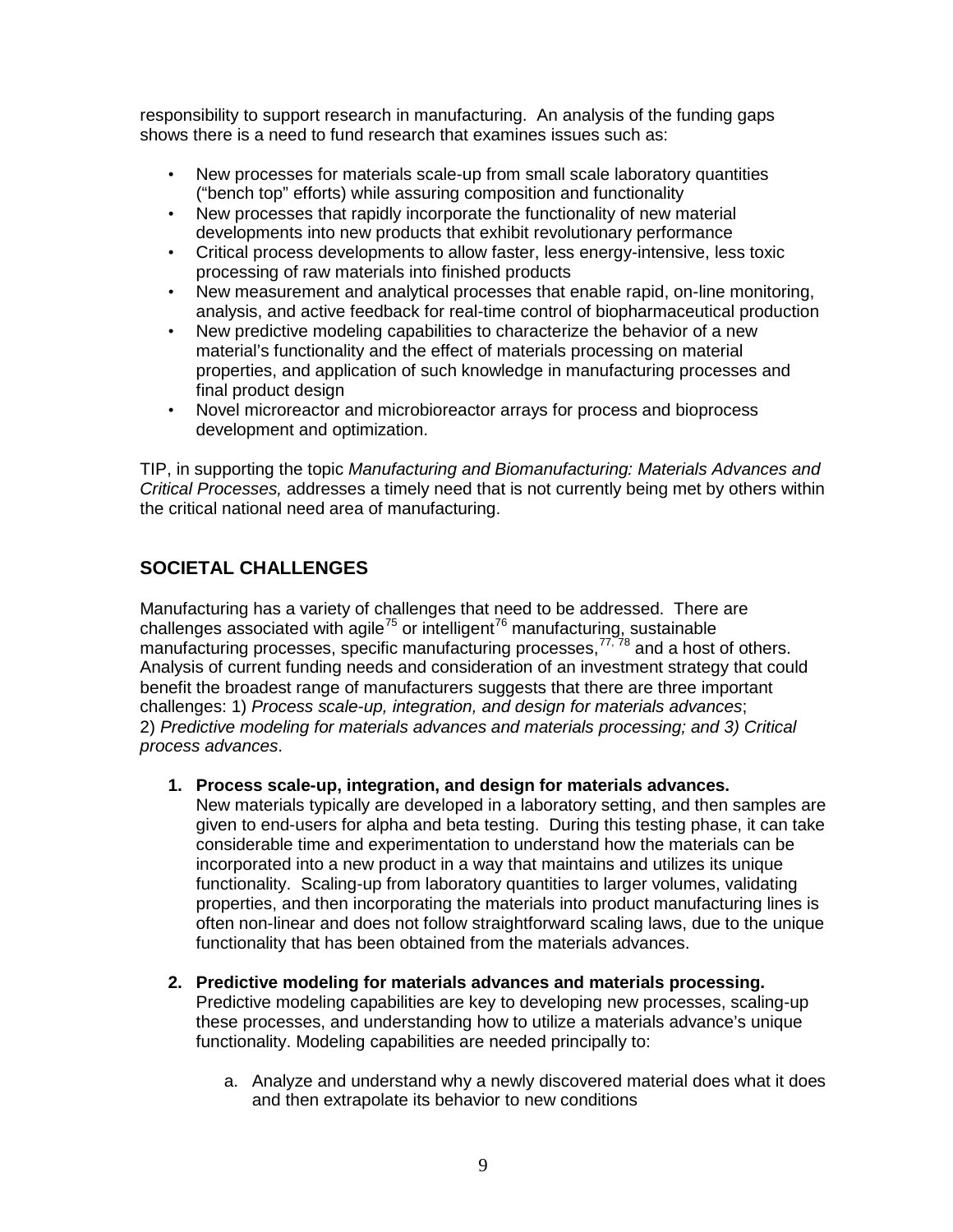responsibility to support research in manufacturing. An analysis of the funding gaps shows there is a need to fund research that examines issues such as:

- New processes for materials scale-up from small scale laboratory quantities ("bench top" efforts) while assuring composition and functionality
- New processes that rapidly incorporate the functionality of new material developments into new products that exhibit revolutionary performance
- Critical process developments to allow faster, less energy-intensive, less toxic processing of raw materials into finished products
- New measurement and analytical processes that enable rapid, on-line monitoring, analysis, and active feedback for real-time control of biopharmaceutical production
- New predictive modeling capabilities to characterize the behavior of a new material's functionality and the effect of materials processing on material properties, and application of such knowledge in manufacturing processes and final product design
- Novel microreactor and microbioreactor arrays for process and bioprocess development and optimization.

TIP, in supporting the topic *Manufacturing and Biomanufacturing: Materials Advances and Critical Processes,* addresses a timely need that is not currently being met by others within the critical national need area of manufacturing.

## SOCIETAL CHALLENGES

Manufacturing has a variety of challenges that need to be addressed. There are challenges associated with agile[75] or intelligent[76] manufacturing, sustainable manufacturing processes, specific manufacturing processes,[77, 78] and a host of others. Analysis of current funding needs and consideration of an investment strategy that could benefit the broadest range of manufacturers suggests that there are three important challenges: 1) *Process scale-up, integration, and design for materials advances*; 2) *Predictive modeling for materials advances and materials processing; and 3) Critical process advances*.

1. **Process scale-up, integration, and design for materials advances.** New materials typically are developed in a laboratory setting, and then samples are given to end-users for alpha and beta testing. During this testing phase, it can take considerable time and experimentation to understand how the materials can be incorporated into a new product in a way that maintains and utilizes its unique functionality. Scaling-up from laboratory quantities to larger volumes, validating properties, and then incorporating the materials into product manufacturing lines is often non-linear and does not follow straightforward scaling laws, due to the unique functionality that has been obtained from the materials advances.

2. **Predictive modeling for materials advances and materials processing.** Predictive modeling capabilities are key to developing new processes, scaling-up these processes, and understanding how to utilize a materials advance's unique functionality. Modeling capabilities are needed principally to:

    a. Analyze and understand why a newly discovered material does what it does and then extrapolate its behavior to new conditions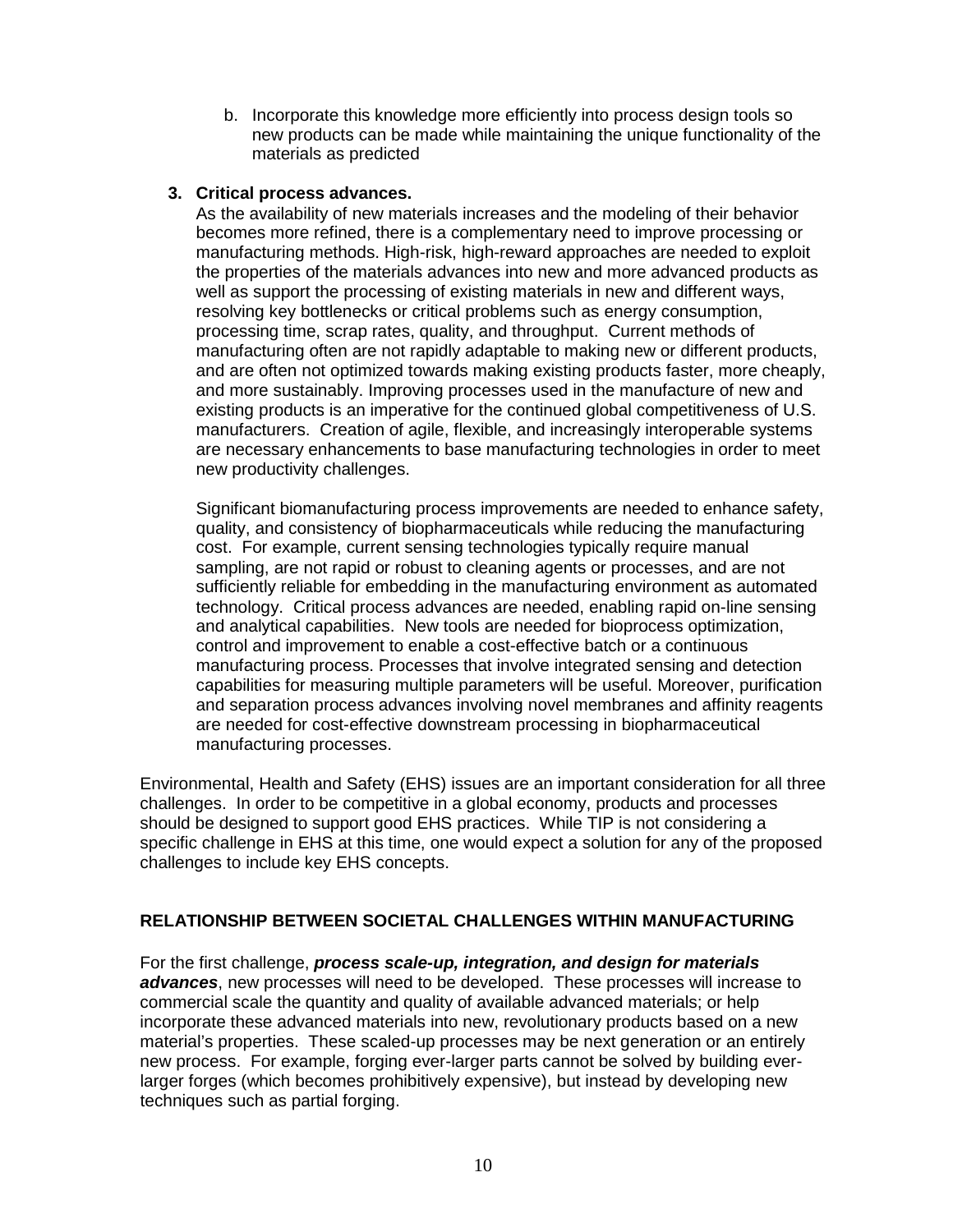b. Incorporate this knowledge more efficiently into process design tools so new products can be made while maintaining the unique functionality of the materials as predicted

3. **Critical process advances.**

   As the availability of new materials increases and the modeling of their behavior becomes more refined, there is a complementary need to improve processing or manufacturing methods. High-risk, high-reward approaches are needed to exploit the properties of the materials advances into new and more advanced products as well as support the processing of existing materials in new and different ways, resolving key bottlenecks or critical problems such as energy consumption, processing time, scrap rates, quality, and throughput. Current methods of manufacturing often are not rapidly adaptable to making new or different products, and are often not optimized towards making existing products faster, more cheaply, and more sustainably. Improving processes used in the manufacture of new and existing products is an imperative for the continued global competitiveness of U.S. manufacturers. Creation of agile, flexible, and increasingly interoperable systems are necessary enhancements to base manufacturing technologies in order to meet new productivity challenges.

   Significant biomanufacturing process improvements are needed to enhance safety, quality, and consistency of biopharmaceuticals while reducing the manufacturing cost. For example, current sensing technologies typically require manual sampling, are not rapid or robust to cleaning agents or processes, and are not sufficiently reliable for embedding in the manufacturing environment as automated technology. Critical process advances are needed, enabling rapid on-line sensing and analytical capabilities. New tools are needed for bioprocess optimization, control and improvement to enable a cost-effective batch or a continuous manufacturing process. Processes that involve integrated sensing and detection capabilities for measuring multiple parameters will be useful. Moreover, purification and separation process advances involving novel membranes and affinity reagents are needed for cost-effective downstream processing in biopharmaceutical manufacturing processes.

Environmental, Health and Safety (EHS) issues are an important consideration for all three challenges. In order to be competitive in a global economy, products and processes should be designed to support good EHS practices. While TIP is not considering a specific challenge in EHS at this time, one would expect a solution for any of the proposed challenges to include key EHS concepts.

## RELATIONSHIP BETWEEN SOCIETAL CHALLENGES WITHIN MANUFACTURING

For the first challenge, ***process scale-up, integration, and design for materials advances***, new processes will need to be developed. These processes will increase to commercial scale the quantity and quality of available advanced materials; or help incorporate these advanced materials into new, revolutionary products based on a new material's properties. These scaled-up processes may be next generation or an entirely new process. For example, forging ever-larger parts cannot be solved by building ever-larger forges (which becomes prohibitively expensive), but instead by developing new techniques such as partial forging.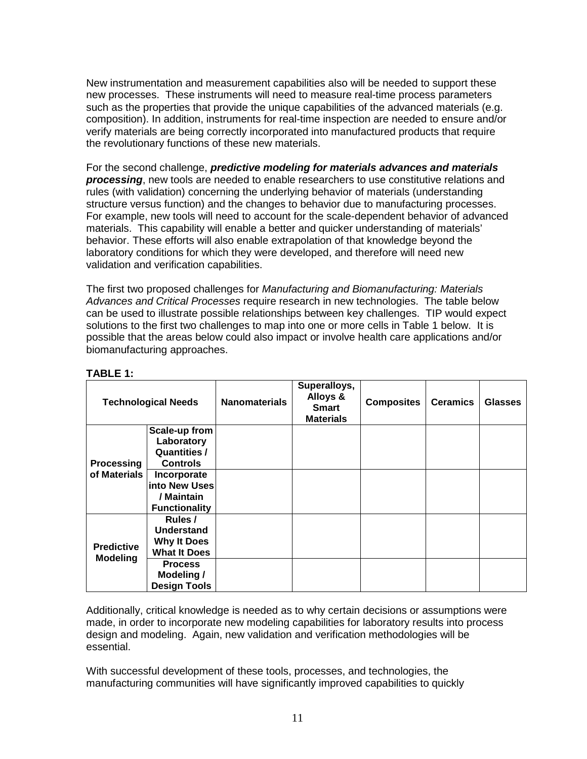New instrumentation and measurement capabilities also will be needed to support these new processes. These instruments will need to measure real-time process parameters such as the properties that provide the unique capabilities of the advanced materials (e.g. composition). In addition, instruments for real-time inspection are needed to ensure and/or verify materials are being correctly incorporated into manufactured products that require the revolutionary functions of these new materials.

For the second challenge, ***predictive modeling for materials advances and materials processing***, new tools are needed to enable researchers to use constitutive relations and rules (with validation) concerning the underlying behavior of materials (understanding structure versus function) and the changes to behavior due to manufacturing processes. For example, new tools will need to account for the scale-dependent behavior of advanced materials. This capability will enable a better and quicker understanding of materials' behavior. These efforts will also enable extrapolation of that knowledge beyond the laboratory conditions for which they were developed, and therefore will need new validation and verification capabilities.

The first two proposed challenges for *Manufacturing and Biomanufacturing: Materials Advances and Critical Processes* require research in new technologies. The table below can be used to illustrate possible relationships between key challenges. TIP would expect solutions to the first two challenges to map into one or more cells in Table 1 below. It is possible that the areas below could also impact or involve health care applications and/or biomanufacturing approaches.

**TABLE 1:**

| Technological Needs | | Nanomaterials | Superalloys, Alloys & Smart Materials | Composites | Ceramics | Glasses |
|---|---|---|---|---|---|---|
| Processing of Materials | Scale-up from Laboratory Quantities / Controls | | | | | |
| | Incorporate into New Uses / Maintain Functionality | | | | | |
| Predictive Modeling | Rules / Understand Why It Does What It Does | | | | | |
| | Process Modeling / Design Tools | | | | | |

Additionally, critical knowledge is needed as to why certain decisions or assumptions were made, in order to incorporate new modeling capabilities for laboratory results into process design and modeling. Again, new validation and verification methodologies will be essential.

With successful development of these tools, processes, and technologies, the manufacturing communities will have significantly improved capabilities to quickly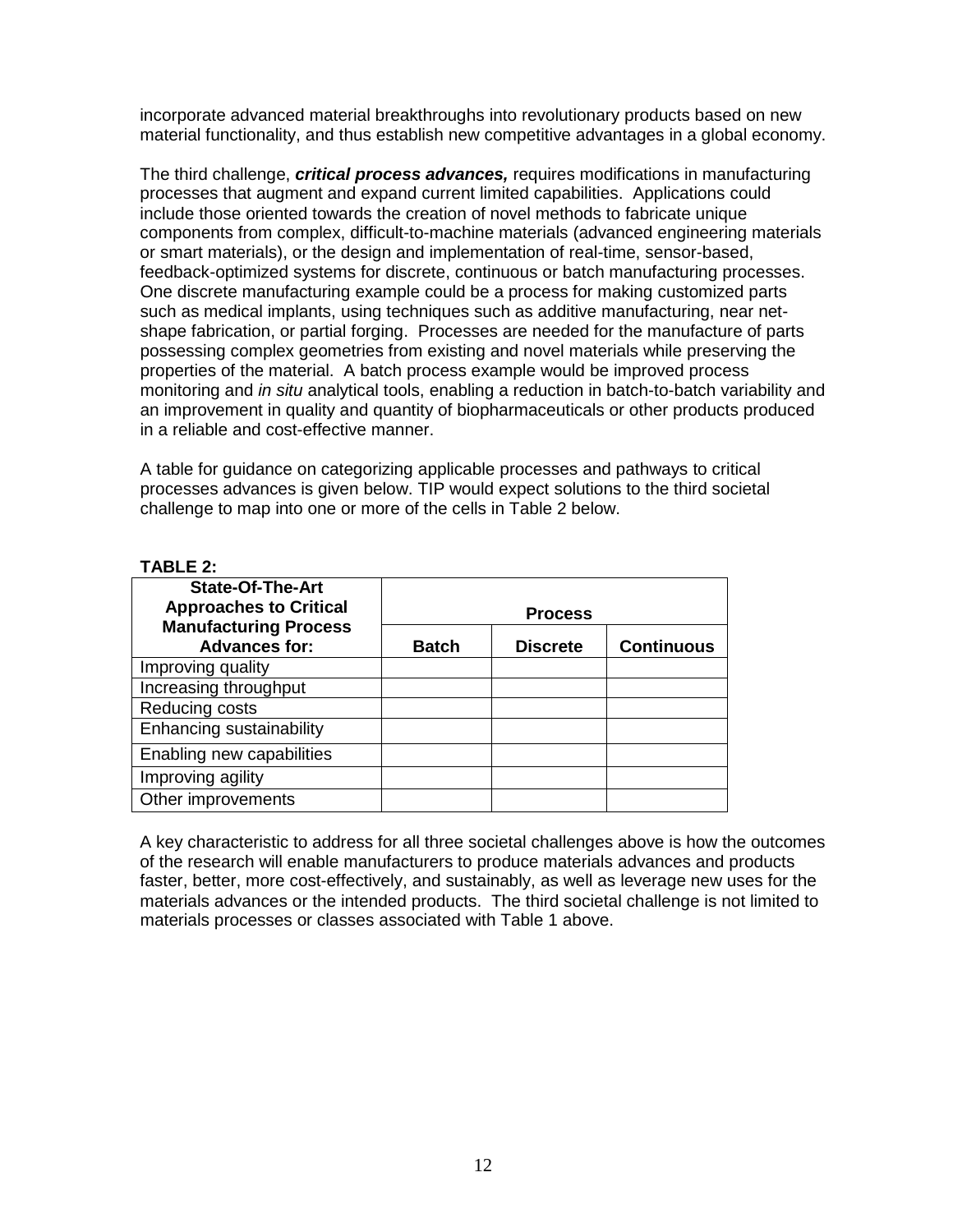incorporate advanced material breakthroughs into revolutionary products based on new material functionality, and thus establish new competitive advantages in a global economy.

The third challenge, ***critical process advances,*** requires modifications in manufacturing processes that augment and expand current limited capabilities. Applications could include those oriented towards the creation of novel methods to fabricate unique components from complex, difficult-to-machine materials (advanced engineering materials or smart materials), or the design and implementation of real-time, sensor-based, feedback-optimized systems for discrete, continuous or batch manufacturing processes. One discrete manufacturing example could be a process for making customized parts such as medical implants, using techniques such as additive manufacturing, near net-shape fabrication, or partial forging. Processes are needed for the manufacture of parts possessing complex geometries from existing and novel materials while preserving the properties of the material. A batch process example would be improved process monitoring and *in situ* analytical tools, enabling a reduction in batch-to-batch variability and an improvement in quality and quantity of biopharmaceuticals or other products produced in a reliable and cost-effective manner.

A table for guidance on categorizing applicable processes and pathways to critical processes advances is given below. TIP would expect solutions to the third societal challenge to map into one or more of the cells in Table 2 below.

**TABLE 2:**

| State-Of-The-Art Approaches to Critical Manufacturing Process Advances for: | Process | | |
|---|---|---|---|
| | **Batch** | **Discrete** | **Continuous** |
| Improving quality | | | |
| Increasing throughput | | | |
| Reducing costs | | | |
| Enhancing sustainability | | | |
| Enabling new capabilities | | | |
| Improving agility | | | |
| Other improvements | | | |

A key characteristic to address for all three societal challenges above is how the outcomes of the research will enable manufacturers to produce materials advances and products faster, better, more cost-effectively, and sustainably, as well as leverage new uses for the materials advances or the intended products. The third societal challenge is not limited to materials processes or classes associated with Table 1 above.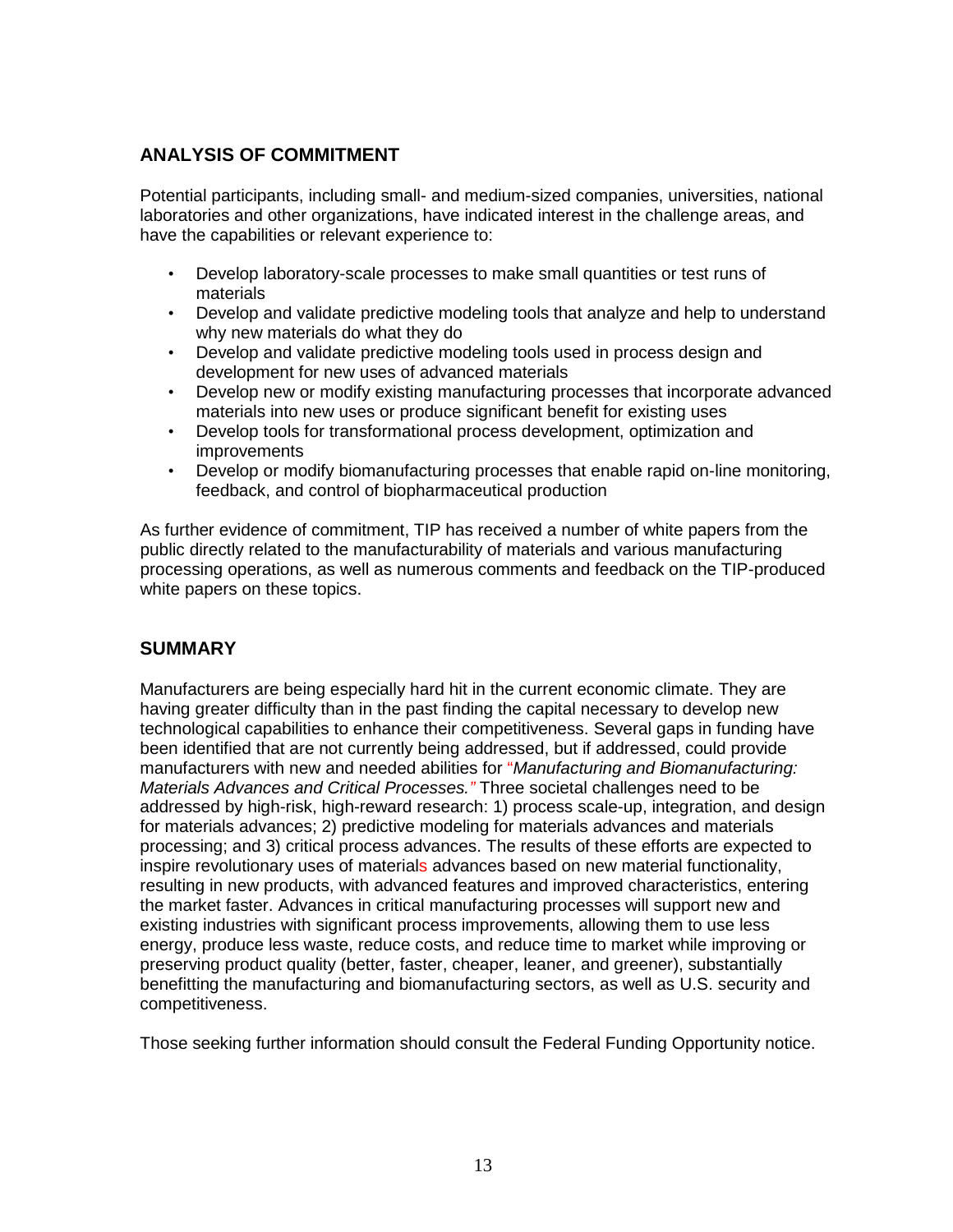## ANALYSIS OF COMMITMENT

Potential participants, including small- and medium-sized companies, universities, national laboratories and other organizations, have indicated interest in the challenge areas, and have the capabilities or relevant experience to:

- Develop laboratory-scale processes to make small quantities or test runs of materials
- Develop and validate predictive modeling tools that analyze and help to understand why new materials do what they do
- Develop and validate predictive modeling tools used in process design and development for new uses of advanced materials
- Develop new or modify existing manufacturing processes that incorporate advanced materials into new uses or produce significant benefit for existing uses
- Develop tools for transformational process development, optimization and improvements
- Develop or modify biomanufacturing processes that enable rapid on-line monitoring, feedback, and control of biopharmaceutical production

As further evidence of commitment, TIP has received a number of white papers from the public directly related to the manufacturability of materials and various manufacturing processing operations, as well as numerous comments and feedback on the TIP-produced white papers on these topics.

## SUMMARY

Manufacturers are being especially hard hit in the current economic climate. They are having greater difficulty than in the past finding the capital necessary to develop new technological capabilities to enhance their competitiveness. Several gaps in funding have been identified that are not currently being addressed, but if addressed, could provide manufacturers with new and needed abilities for "*Manufacturing and Biomanufacturing: Materials Advances and Critical Processes.*" Three societal challenges need to be addressed by high-risk, high-reward research: 1) process scale-up, integration, and design for materials advances; 2) predictive modeling for materials advances and materials processing; and 3) critical process advances. The results of these efforts are expected to inspire revolutionary uses of materials advances based on new material functionality, resulting in new products, with advanced features and improved characteristics, entering the market faster. Advances in critical manufacturing processes will support new and existing industries with significant process improvements, allowing them to use less energy, produce less waste, reduce costs, and reduce time to market while improving or preserving product quality (better, faster, cheaper, leaner, and greener), substantially benefitting the manufacturing and biomanufacturing sectors, as well as U.S. security and competitiveness.

Those seeking further information should consult the Federal Funding Opportunity notice.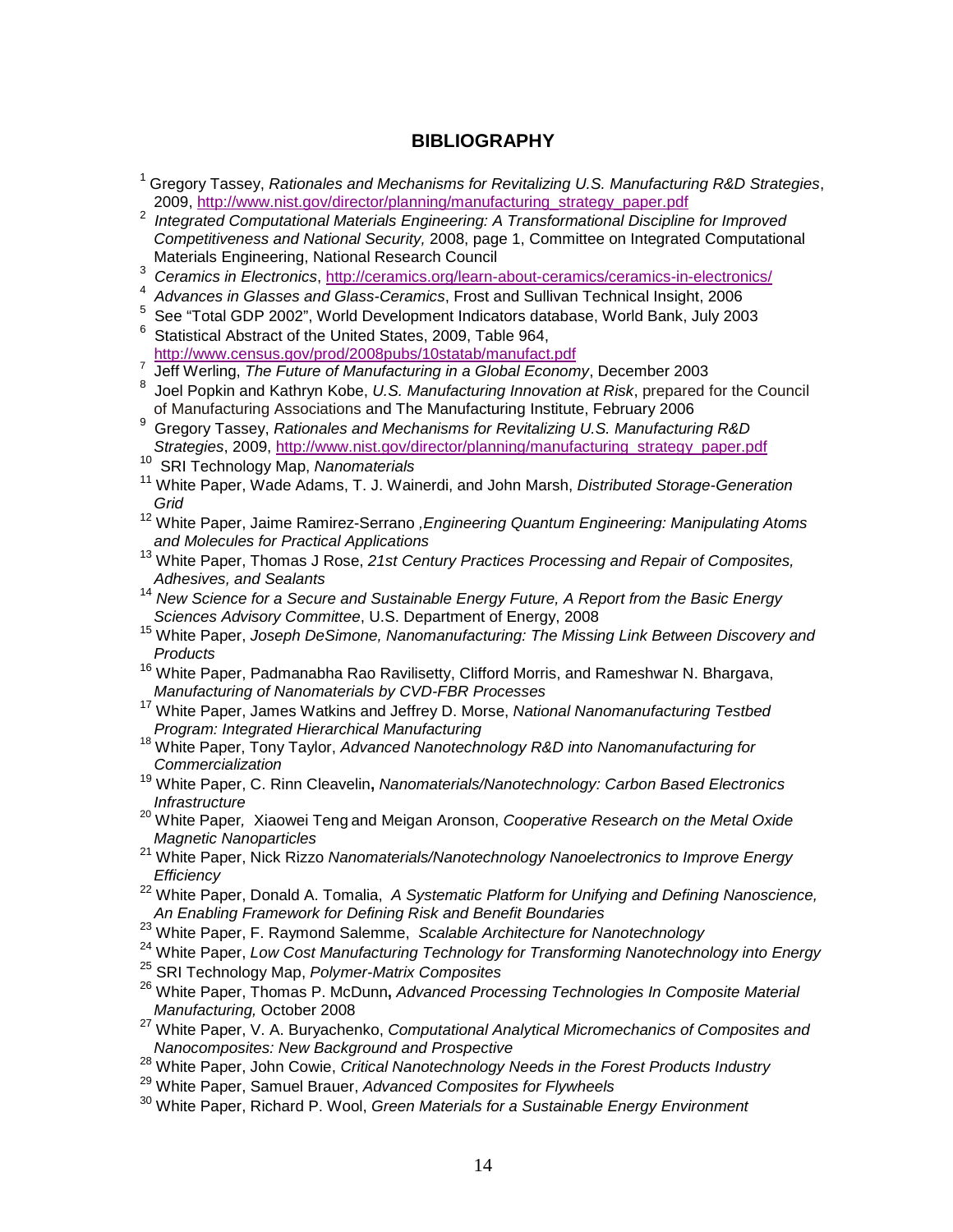## BIBLIOGRAPHY

[1] Gregory Tassey, *Rationales and Mechanisms for Revitalizing U.S. Manufacturing R&D Strategies*, 2009, http://www.nist.gov/director/planning/manufacturing_strategy_paper.pdf

[2] *Integrated Computational Materials Engineering: A Transformational Discipline for Improved Competitiveness and National Security,* 2008, page 1, Committee on Integrated Computational Materials Engineering, National Research Council

[3] *Ceramics in Electronics*, http://ceramics.org/learn-about-ceramics/ceramics-in-electronics/

[4] *Advances in Glasses and Glass-Ceramics*, Frost and Sullivan Technical Insight, 2006

[5] See "Total GDP 2002", World Development Indicators database, World Bank, July 2003

[6] Statistical Abstract of the United States, 2009, Table 964, http://www.census.gov/prod/2008pubs/10statab/manufact.pdf

[7] Jeff Werling, *The Future of Manufacturing in a Global Economy*, December 2003

[8] Joel Popkin and Kathryn Kobe, *U.S. Manufacturing Innovation at Risk*, prepared for the Council of Manufacturing Associations and The Manufacturing Institute, February 2006

[9] Gregory Tassey, *Rationales and Mechanisms for Revitalizing U.S. Manufacturing R&D Strategies*, 2009, http://www.nist.gov/director/planning/manufacturing_strategy_paper.pdf

[10] SRI Technology Map, *Nanomaterials*

[11] White Paper, Wade Adams, T. J. Wainerdi, and John Marsh, *Distributed Storage-Generation Grid*

[12] White Paper, Jaime Ramirez-Serrano ,*Engineering Quantum Engineering: Manipulating Atoms and Molecules for Practical Applications*

[13] White Paper, Thomas J Rose, *21st Century Practices Processing and Repair of Composites, Adhesives, and Sealants*

[14] *New Science for a Secure and Sustainable Energy Future, A Report from the Basic Energy Sciences Advisory Committee*, U.S. Department of Energy, 2008

[15] White Paper, *Joseph DeSimone, Nanomanufacturing: The Missing Link Between Discovery and Products*

[16] White Paper, Padmanabha Rao Ravilisetty, Clifford Morris, and Rameshwar N. Bhargava, *Manufacturing of Nanomaterials by CVD-FBR Processes*

[17] White Paper, James Watkins and Jeffrey D. Morse, *National Nanomanufacturing Testbed Program: Integrated Hierarchical Manufacturing*

[18] White Paper, Tony Taylor, *Advanced Nanotechnology R&D into Nanomanufacturing for Commercialization*

[19] White Paper, C. Rinn Cleavelin**,** *Nanomaterials/Nanotechnology: Carbon Based Electronics Infrastructure*

[20] White Paper, Xiaowei Teng and Meigan Aronson, *Cooperative Research on the Metal Oxide Magnetic Nanoparticles*

[21] White Paper, Nick Rizzo *Nanomaterials/Nanotechnology Nanoelectronics to Improve Energy Efficiency*

[22] White Paper, Donald A. Tomalia, *A Systematic Platform for Unifying and Defining Nanoscience, An Enabling Framework for Defining Risk and Benefit Boundaries*

[23] White Paper, F. Raymond Salemme, *Scalable Architecture for Nanotechnology*

[24] White Paper, *Low Cost Manufacturing Technology for Transforming Nanotechnology into Energy*

[25] SRI Technology Map, *Polymer-Matrix Composites*

[26] White Paper, Thomas P. McDunn**,** *Advanced Processing Technologies In Composite Material Manufacturing,* October 2008

[27] White Paper, V. A. Buryachenko, *Computational Analytical Micromechanics of Composites and Nanocomposites: New Background and Prospective*

[28] White Paper, John Cowie, *Critical Nanotechnology Needs in the Forest Products Industry*

[29] White Paper, Samuel Brauer, *Advanced Composites for Flywheels*

[30] White Paper, Richard P. Wool, *Green Materials for a Sustainable Energy Environment*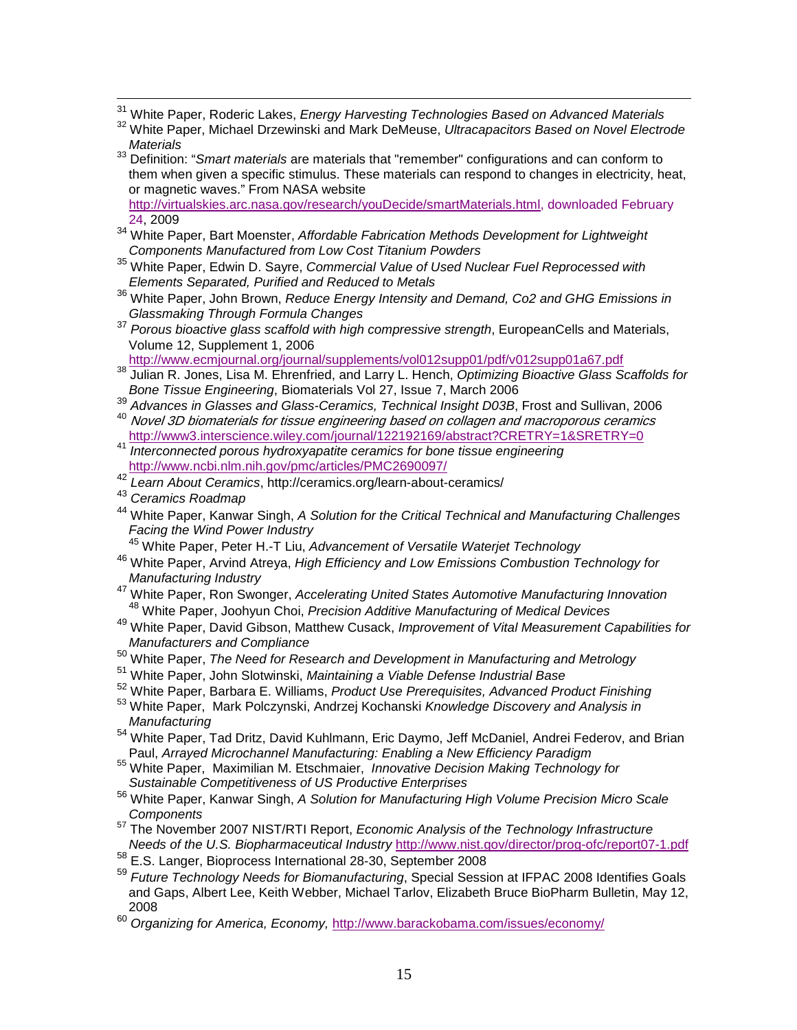[31] White Paper, Roderic Lakes, *Energy Harvesting Technologies Based on Advanced Materials*

[32] White Paper, Michael Drzewinski and Mark DeMeuse, *Ultracapacitors Based on Novel Electrode Materials*

[33] Definition: "*Smart materials* are materials that "remember" configurations and can conform to them when given a specific stimulus. These materials can respond to changes in electricity, heat, or magnetic waves." From NASA website http://virtualskies.arc.nasa.gov/research/youDecide/smartMaterials.html, downloaded February 24, 2009

[34] White Paper, Bart Moenster, *Affordable Fabrication Methods Development for Lightweight Components Manufactured from Low Cost Titanium Powders*

[35] White Paper, Edwin D. Sayre, *Commercial Value of Used Nuclear Fuel Reprocessed with Elements Separated, Purified and Reduced to Metals*

[36] White Paper, John Brown, *Reduce Energy Intensity and Demand, Co2 and GHG Emissions in Glassmaking Through Formula Changes*

[37] *Porous bioactive glass scaffold with high compressive strength*, EuropeanCells and Materials, Volume 12, Supplement 1, 2006 http://www.ecmjournal.org/journal/supplements/vol012supp01/pdf/v012supp01a67.pdf

[38] Julian R. Jones, Lisa M. Ehrenfried, and Larry L. Hench, *Optimizing Bioactive Glass Scaffolds for Bone Tissue Engineering*, Biomaterials Vol 27, Issue 7, March 2006

[39] *Advances in Glasses and Glass-Ceramics, Technical Insight D03B*, Frost and Sullivan, 2006

[40] *Novel 3D biomaterials for tissue engineering based on collagen and macroporous ceramics* http://www3.interscience.wiley.com/journal/122192169/abstract?CRETRY=1&SRETRY=0

[41] *Interconnected porous hydroxyapatite ceramics for bone tissue engineering* http://www.ncbi.nlm.nih.gov/pmc/articles/PMC2690097/

[42] *Learn About Ceramics*, http://ceramics.org/learn-about-ceramics/

[43] *Ceramics Roadmap*

[44] White Paper, Kanwar Singh, *A Solution for the Critical Technical and Manufacturing Challenges Facing the Wind Power Industry*

[45] White Paper, Peter H.-T Liu, *Advancement of Versatile Waterjet Technology*

[46] White Paper, Arvind Atreya, *High Efficiency and Low Emissions Combustion Technology for Manufacturing Industry*

[47] White Paper, Ron Swonger, *Accelerating United States Automotive Manufacturing Innovation*

[48] White Paper, Joohyun Choi, *Precision Additive Manufacturing of Medical Devices*

[49] White Paper, David Gibson, Matthew Cusack, *Improvement of Vital Measurement Capabilities for Manufacturers and Compliance*

[50] White Paper, *The Need for Research and Development in Manufacturing and Metrology*

[51] White Paper, John Slotwinski, *Maintaining a Viable Defense Industrial Base*

[52] White Paper, Barbara E. Williams, *Product Use Prerequisites, Advanced Product Finishing*

[53] White Paper, Mark Polczynski, Andrzej Kochanski *Knowledge Discovery and Analysis in Manufacturing*

[54] White Paper, Tad Dritz, David Kuhlmann, Eric Daymo, Jeff McDaniel, Andrei Federov, and Brian Paul, *Arrayed Microchannel Manufacturing: Enabling a New Efficiency Paradigm*

[55] White Paper, Maximilian M. Etschmaier, *Innovative Decision Making Technology for Sustainable Competitiveness of US Productive Enterprises*

[56] White Paper, Kanwar Singh, *A Solution for Manufacturing High Volume Precision Micro Scale Components*

[57] The November 2007 NIST/RTI Report, *Economic Analysis of the Technology Infrastructure Needs of the U.S. Biopharmaceutical Industry* http://www.nist.gov/director/prog-ofc/report07-1.pdf

[58] E.S. Langer, Bioprocess International 28-30, September 2008

[59] *Future Technology Needs for Biomanufacturing*, Special Session at IFPAC 2008 Identifies Goals and Gaps, Albert Lee, Keith Webber, Michael Tarlov, Elizabeth Bruce BioPharm Bulletin, May 12, 2008

[60] *Organizing for America, Economy,* http://www.barackobama.com/issues/economy/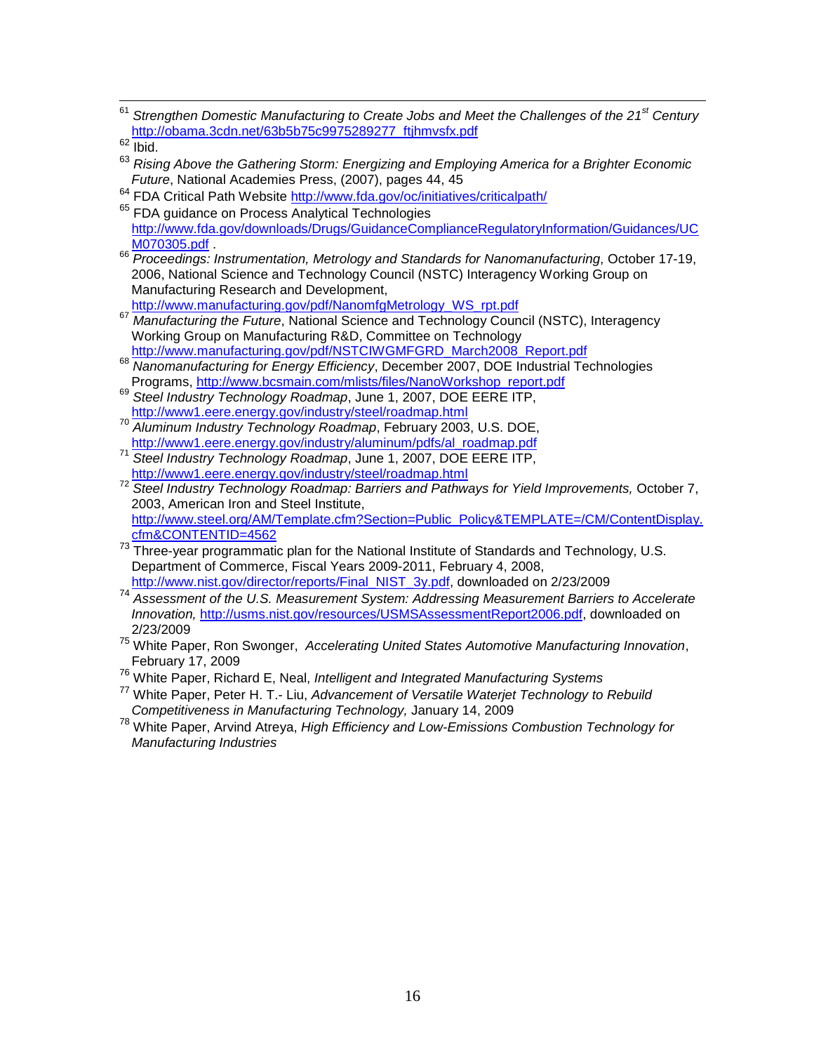[61] *Strengthen Domestic Manufacturing to Create Jobs and Meet the Challenges of the 21st Century* http://obama.3cdn.net/63b5b75c9975289277_ftjhmvsfx.pdf

[62] Ibid.

[63] *Rising Above the Gathering Storm: Energizing and Employing America for a Brighter Economic Future*, National Academies Press, (2007), pages 44, 45

[64] FDA Critical Path Website http://www.fda.gov/oc/initiatives/criticalpath/

[65] FDA guidance on Process Analytical Technologies http://www.fda.gov/downloads/Drugs/GuidanceComplianceRegulatoryInformation/Guidances/UCM070305.pdf .

[66] *Proceedings: Instrumentation, Metrology and Standards for Nanomanufacturing*, October 17-19, 2006, National Science and Technology Council (NSTC) Interagency Working Group on Manufacturing Research and Development, http://www.manufacturing.gov/pdf/NanomfgMetrology_WS_rpt.pdf

[67] *Manufacturing the Future*, National Science and Technology Council (NSTC), Interagency Working Group on Manufacturing R&D, Committee on Technology http://www.manufacturing.gov/pdf/NSTCIWGMFGRD_March2008_Report.pdf

[68] *Nanomanufacturing for Energy Efficiency*, December 2007, DOE Industrial Technologies Programs, http://www.bcsmain.com/mlists/files/NanoWorkshop_report.pdf

[69] *Steel Industry Technology Roadmap*, June 1, 2007, DOE EERE ITP, http://www1.eere.energy.gov/industry/steel/roadmap.html

[70] *Aluminum Industry Technology Roadmap*, February 2003, U.S. DOE, http://www1.eere.energy.gov/industry/aluminum/pdfs/al_roadmap.pdf

[71] *Steel Industry Technology Roadmap*, June 1, 2007, DOE EERE ITP, http://www1.eere.energy.gov/industry/steel/roadmap.html

[72] *Steel Industry Technology Roadmap: Barriers and Pathways for Yield Improvements,* October 7, 2003, American Iron and Steel Institute, http://www.steel.org/AM/Template.cfm?Section=Public_Policy&TEMPLATE=/CM/ContentDisplay.cfm&CONTENTID=4562

[73] Three-year programmatic plan for the National Institute of Standards and Technology, U.S. Department of Commerce, Fiscal Years 2009-2011, February 4, 2008, http://www.nist.gov/director/reports/Final_NIST_3y.pdf, downloaded on 2/23/2009

[74] *Assessment of the U.S. Measurement System: Addressing Measurement Barriers to Accelerate Innovation,* http://usms.nist.gov/resources/USMSAssessmentReport2006.pdf, downloaded on 2/23/2009

[75] White Paper, Ron Swonger, *Accelerating United States Automotive Manufacturing Innovation*, February 17, 2009

[76] White Paper, Richard E, Neal, *Intelligent and Integrated Manufacturing Systems*

[77] White Paper, Peter H. T.- Liu, *Advancement of Versatile Waterjet Technology to Rebuild Competitiveness in Manufacturing Technology,* January 14, 2009

[78] White Paper, Arvind Atreya, *High Efficiency and Low-Emissions Combustion Technology for Manufacturing Industries*